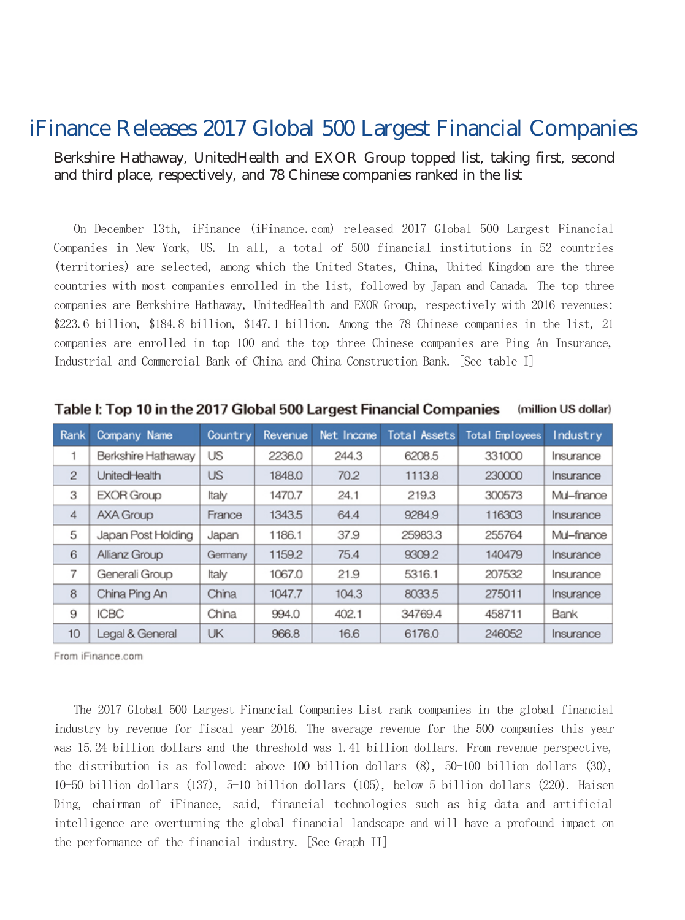# iFinance Releases 2017 Global 500 Largest Financial Companies

Berkshire Hathaway, UnitedHealth and EXOR Group topped list, taking first, second and third place, respectively, and 78 Chinese companies ranked in the list

On December 13th, iFinance (iFinance.com) released 2017 Global 500 Largest Financial Companies in New York, US. In all, a total of 500 financial institutions in 52 countries (territories) are selected, among which the United States, China, United Kingdom are the three countries with most companies enrolled in the list, followed by Japan and Canada. The top three companies are Berkshire Hathaway, UnitedHealth and EXOR Group, respectively with 2016 revenues: $223.6 billion, $184.8 billion, $147.1 billion. Among the 78 Chinese companies in the list, 21 companies are enrolled in top 100 and the top three Chinese companies are Ping An Insurance, Industrial and Commercial Bank of China and China Construction Bank. [See table I]

**Table I: Top 10 in the 2017 Global 500 Largest Financial Companies** (million US dollar)

| Rank | Company Name | Country | Revenue | Net Income | Total Assets | Total Employees | Industry |
|---|---|---|---|---|---|---|---|
| 1 | Berkshire Hathaway | US | 2236.0 | 244.3 | 6208.5 | 331000 | Insurance |
| 2 | UnitedHealth | US | 1848.0 | 70.2 | 1113.8 | 230000 | Insurance |
| 3 | EXOR Group | Italy | 1470.7 | 24.1 | 219.3 | 300573 | Mul-finance |
| 4 | AXA Group | France | 1343.5 | 64.4 | 9284.9 | 116303 | Insurance |
| 5 | Japan Post Holding | Japan | 1186.1 | 37.9 | 25983.3 | 255764 | Mul-finance |
| 6 | Allianz Group | Germany | 1159.2 | 75.4 | 9309.2 | 140479 | Insurance |
| 7 | Generali Group | Italy | 1067.0 | 21.9 | 5316.1 | 207532 | Insurance |
| 8 | China Ping An | China | 1047.7 | 104.3 | 8033.5 | 275011 | Insurance |
| 9 | ICBC | China | 994.0 | 402.1 | 34769.4 | 458711 | Bank |
| 10 | Legal & General | UK | 966.8 | 16.6 | 6176.0 | 246052 | Insurance |

From iFinance.com

The 2017 Global 500 Largest Financial Companies List rank companies in the global financial industry by revenue for fiscal year 2016. The average revenue for the 500 companies this year was 15.24 billion dollars and the threshold was 1.41 billion dollars. From revenue perspective, the distribution is as followed: above 100 billion dollars (8), 50-100 billion dollars (30), 10-50 billion dollars (137), 5-10 billion dollars (105), below 5 billion dollars (220). Haisen Ding, chairman of iFinance, said, financial technologies such as big data and artificial intelligence are overturning the global financial landscape and will have a profound impact on the performance of the financial industry. [See Graph II]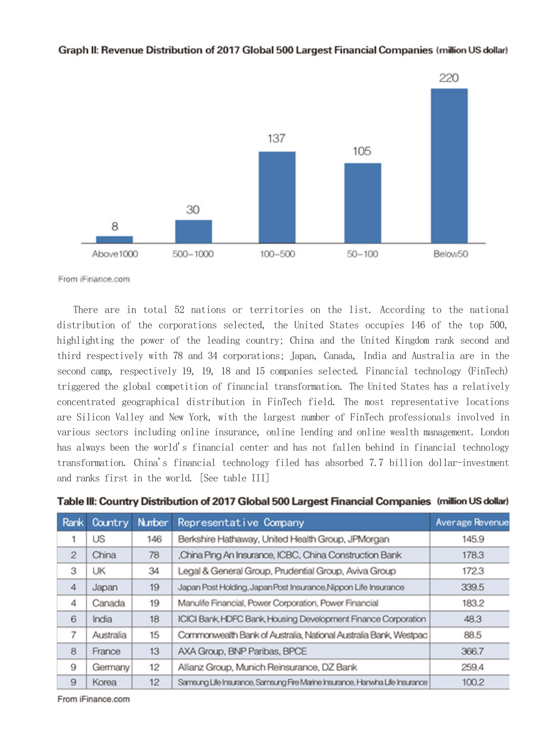**Graph II: Revenue Distribution of 2017 Global 500 Largest Financial Companies** (million US dollar)

| Revenue range | Number |
|---|---|
| Above1000 | 8 |
| 500–1000 | 30 |
| 100–500 | 137 |
| 50–100 | 105 |
| Below50 | 220 |

From iFinance.com

There are in total 52 nations or territories on the list. According to the national distribution of the corporations selected, the United States occupies 146 of the top 500, highlighting the power of the leading country; China and the United Kingdom rank second and third respectively with 78 and 34 corporations; Japan, Canada, India and Australia are in the second camp, respectively 19, 19, 18 and 15 companies selected. Financial technology (FinTech) triggered the global competition of financial transformation. The United States has a relatively concentrated geographical distribution in FinTech field. The most representative locations are Silicon Valley and New York, with the largest number of FinTech professionals involved in various sectors including online insurance, online lending and online wealth management. London has always been the world's financial center and has not fallen behind in financial technology transformation. China's financial technology filed has absorbed 7.7 billion dollar-investment and ranks first in the world. [See table III]

**Table III: Country Distribution of 2017 Global 500 Largest Financial Companies** (million US dollar)

| Rank | Country | Number | Representative Company | Average Revenue |
|---|---|---|---|---|
| 1 | US | 146 | Berkshire Hathaway, United Health Group, JPMorgan | 145.9 |
| 2 | China | 78 | ,China Ping An Insurance, ICBC, China Construction Bank | 178.3 |
| 3 | UK | 34 | Legal & General Group, Prudential Group, Aviva Group | 172.3 |
| 4 | Japan | 19 | Japan Post Holding, Japan Post Insurance,Nippon Life Insurance | 339.5 |
| 4 | Canada | 19 | Manulife Financial, Power Corporation, Power Financial | 183.2 |
| 6 | India | 18 | ICICI Bank, HDFC Bank, Housing Development Finance Corporation | 48.3 |
| 7 | Australia | 15 | Commonwealth Bank of Australia, National Australia Bank, Westpac | 88.5 |
| 8 | France | 13 | AXA Group, BNP Paribas, BPCE | 366.7 |
| 9 | Germany | 12 | Allianz Group, Munich Reinsurance, DZ Bank | 259.4 |
| 9 | Korea | 12 | Samsung Life Insurance, Samsung Fire Marine Insurance, Hanwha Life Insurance | 100.2 |

From iFinance.com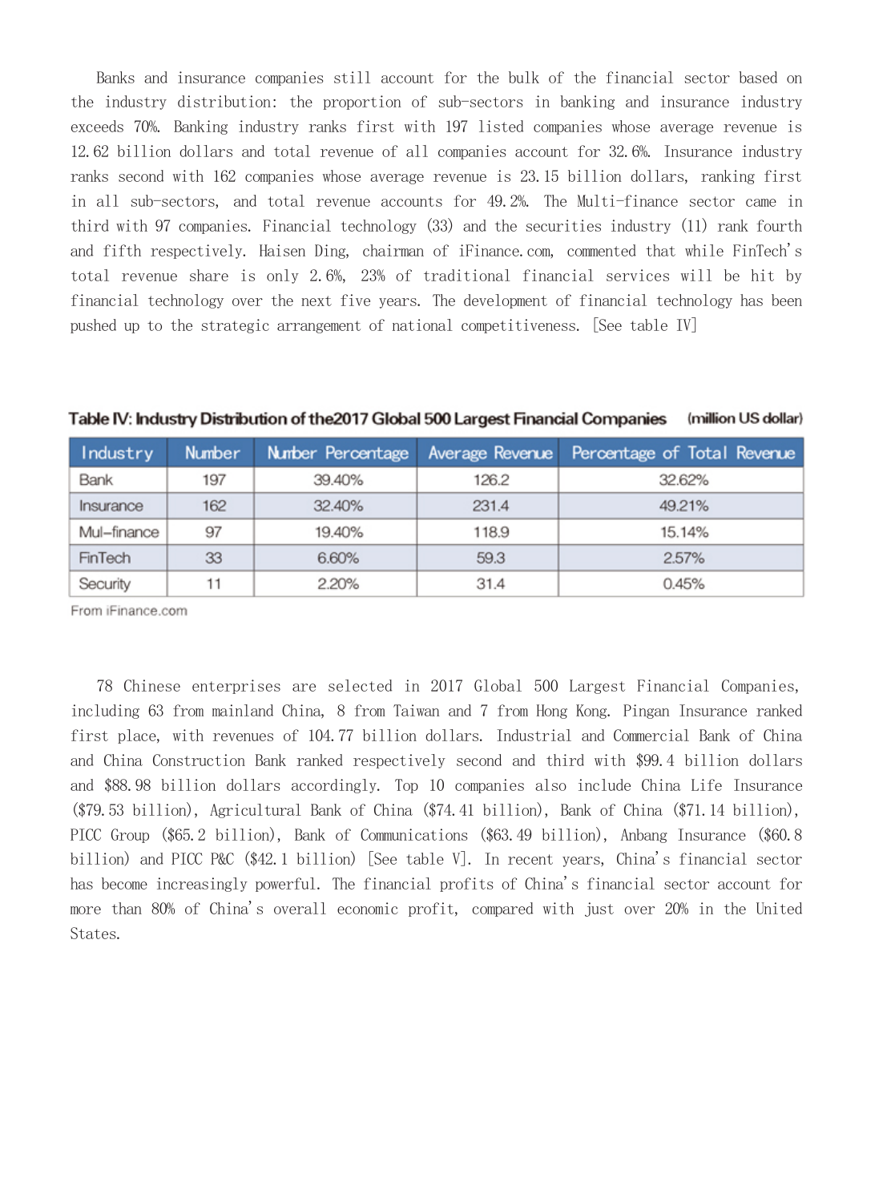Banks and insurance companies still account for the bulk of the financial sector based on the industry distribution: the proportion of sub-sectors in banking and insurance industry exceeds 70%. Banking industry ranks first with 197 listed companies whose average revenue is 12.62 billion dollars and total revenue of all companies account for 32.6%. Insurance industry ranks second with 162 companies whose average revenue is 23.15 billion dollars, ranking first in all sub-sectors, and total revenue accounts for 49.2%. The Multi-finance sector came in third with 97 companies. Financial technology (33) and the securities industry (11) rank fourth and fifth respectively. Haisen Ding, chairman of iFinance.com, commented that while FinTech's total revenue share is only 2.6%, 23% of traditional financial services will be hit by financial technology over the next five years. The development of financial technology has been pushed up to the strategic arrangement of national competitiveness. [See table IV]

**Table IV: Industry Distribution of the2017 Global 500 Largest Financial Companies** (million US dollar)

| Industry | Number | Number Percentage | Average Revenue | Percentage of Total Revenue |
|---|---|---|---|---|
| Bank | 197 | 39.40% | 126.2 | 32.62% |
| Insurance | 162 | 32.40% | 231.4 | 49.21% |
| Mul-finance | 97 | 19.40% | 118.9 | 15.14% |
| FinTech | 33 | 6.60% | 59.3 | 2.57% |
| Security | 11 | 2.20% | 31.4 | 0.45% |

From iFinance.com

78 Chinese enterprises are selected in 2017 Global 500 Largest Financial Companies, including 63 from mainland China, 8 from Taiwan and 7 from Hong Kong. Pingan Insurance ranked first place, with revenues of 104.77 billion dollars. Industrial and Commercial Bank of China and China Construction Bank ranked respectively second and third with $99.4 billion dollars and $88.98 billion dollars accordingly. Top 10 companies also include China Life Insurance ($79.53 billion), Agricultural Bank of China ($74.41 billion), Bank of China ($71.14 billion), PICC Group ($65.2 billion), Bank of Communications ($63.49 billion), Anbang Insurance ($60.8 billion) and PICC P&C ($42.1 billion) [See table V]. In recent years, China's financial sector has become increasingly powerful. The financial profits of China's financial sector account for more than 80% of China's overall economic profit, compared with just over 20% in the United States.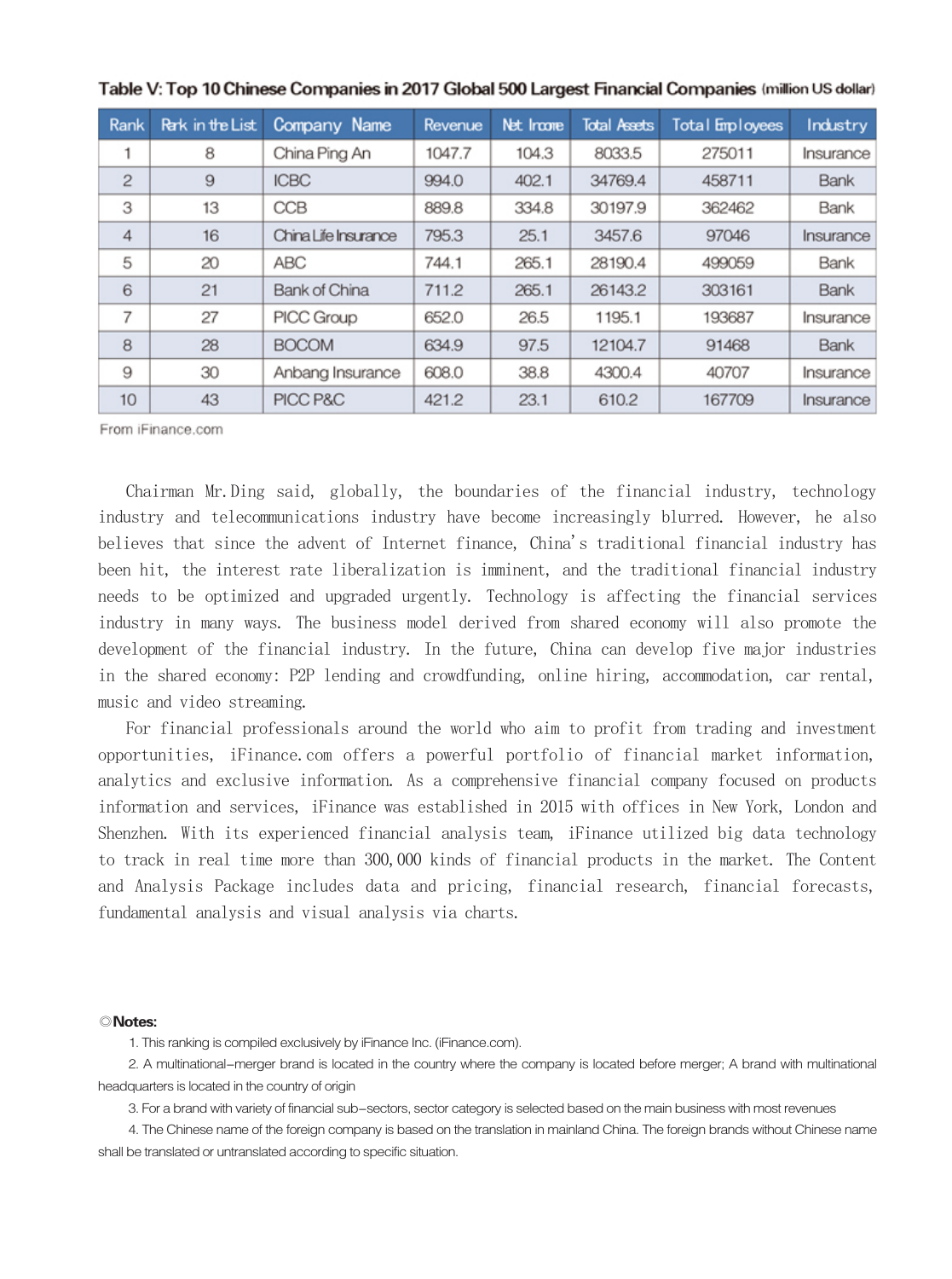**Table V: Top 10 Chinese Companies in 2017 Global 500 Largest Financial Companies** (million US dollar)

| Rank | Rank in the List | Company Name | Revenue | Net Income | Total Assets | Total Employees | Industry |
|---|---|---|---|---|---|---|---|
| 1 | 8 | China Ping An | 1047.7 | 104.3 | 8033.5 | 275011 | Insurance |
| 2 | 9 | ICBC | 994.0 | 402.1 | 34769.4 | 458711 | Bank |
| 3 | 13 | CCB | 889.8 | 334.8 | 30197.9 | 362462 | Bank |
| 4 | 16 | China Life Insurance | 795.3 | 25.1 | 3457.6 | 97046 | Insurance |
| 5 | 20 | ABC | 744.1 | 265.1 | 28190.4 | 499059 | Bank |
| 6 | 21 | Bank of China | 711.2 | 265.1 | 26143.2 | 303161 | Bank |
| 7 | 27 | PICC Group | 652.0 | 26.5 | 1195.1 | 193687 | Insurance |
| 8 | 28 | BOCOM | 634.9 | 97.5 | 12104.7 | 91468 | Bank |
| 9 | 30 | Anbang Insurance | 608.0 | 38.8 | 4300.4 | 40707 | Insurance |
| 10 | 43 | PICC P&C | 421.2 | 23.1 | 610.2 | 167709 | Insurance |

From iFinance.com

Chairman Mr.Ding said, globally, the boundaries of the financial industry, technology industry and telecommunications industry have become increasingly blurred. However, he also believes that since the advent of Internet finance, China's traditional financial industry has been hit, the interest rate liberalization is imminent, and the traditional financial industry needs to be optimized and upgraded urgently. Technology is affecting the financial services industry in many ways. The business model derived from shared economy will also promote the development of the financial industry. In the future, China can develop five major industries in the shared economy: P2P lending and crowdfunding, online hiring, accommodation, car rental, music and video streaming.

For financial professionals around the world who aim to profit from trading and investment opportunities, iFinance.com offers a powerful portfolio of financial market information, analytics and exclusive information. As a comprehensive financial company focused on products information and services, iFinance was established in 2015 with offices in New York, London and Shenzhen. With its experienced financial analysis team, iFinance utilized big data technology to track in real time more than 300,000 kinds of financial products in the market. The Content and Analysis Package includes data and pricing, financial research, financial forecasts, fundamental analysis and visual analysis via charts.

◎**Notes:**

1. This ranking is compiled exclusively by iFinance Inc. (iFinance.com).
2. A multinational-merger brand is located in the country where the company is located before merger; A brand with multinational headquarters is located in the country of origin
3. For a brand with variety of financial sub-sectors, sector category is selected based on the main business with most revenues
4. The Chinese name of the foreign company is based on the translation in mainland China. The foreign brands without Chinese name shall be translated or untranslated according to specific situation.